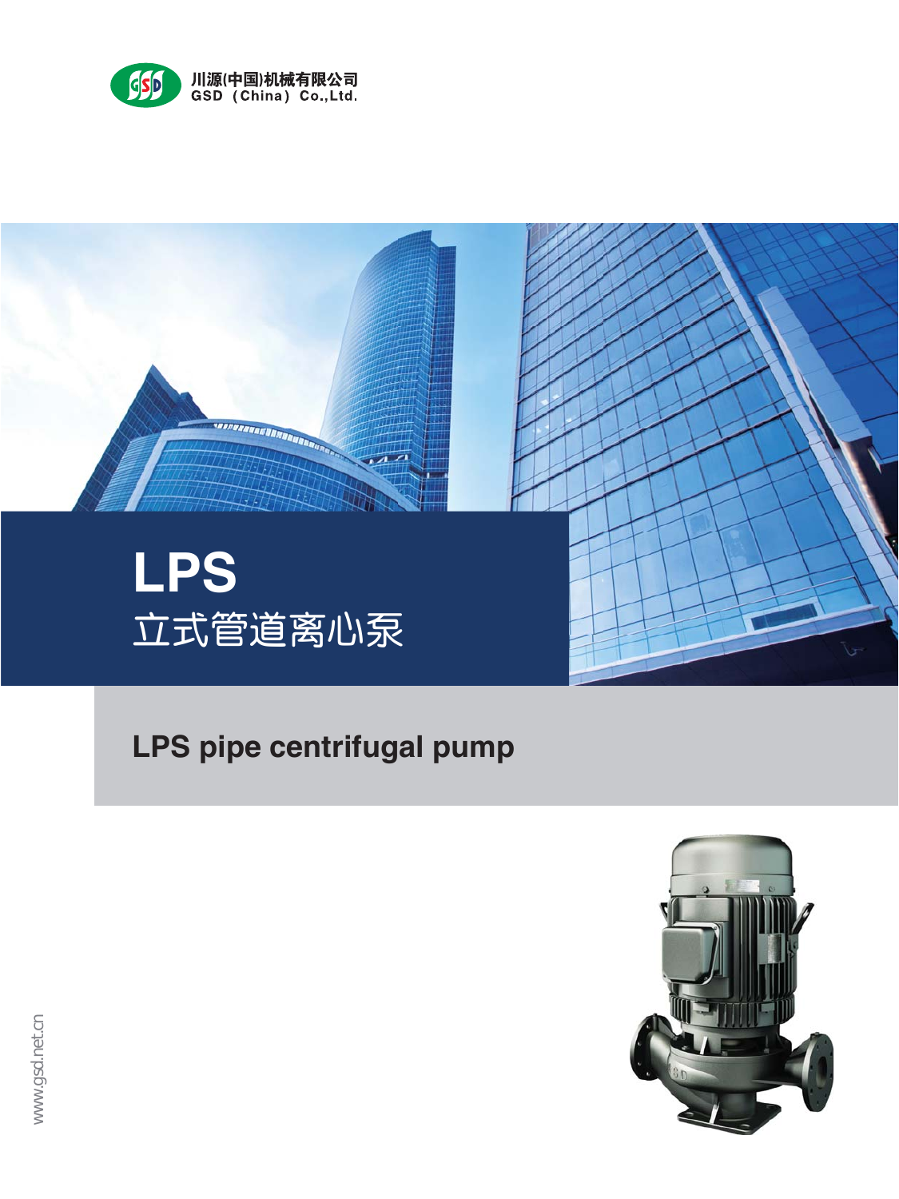川源(中国)机械有限公司
GSD (China) Co.,Ltd.

# LPS
## 立式管道离心泵

## LPS pipe centrifugal pump

www.gsd.net.cn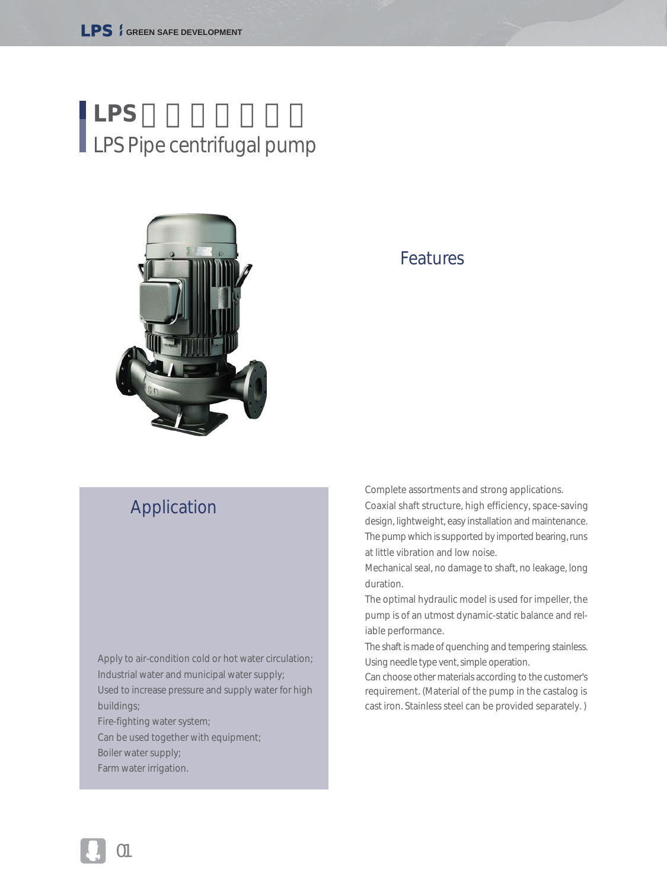# LPS □□□□□□

## LPS Pipe centrifugal pump

### Features

Complete assortments and strong applications.

Coaxial shaft structure, high efficiency, space-saving design, lightweight, easy installation and maintenance.

The pump which is supported by imported bearing, runs at little vibration and low noise.

Mechanical seal, no damage to shaft, no leakage, long duration.

The optimal hydraulic model is used for impeller, the pump is of an utmost dynamic-static balance and reliable performance.

The shaft is made of quenching and tempering stainless.

Using needle type vent, simple operation.

Can choose other materials according to the customer's requirement. (Material of the pump in the castalog is cast iron. Stainless steel can be provided separately. )

### Application

Apply to air-condition cold or hot water circulation;
Industrial water and municipal water supply;
Used to increase pressure and supply water for high buildings;
Fire-fighting water system;
Can be used together with equipment;
Boiler water supply;
Farm water irrigation.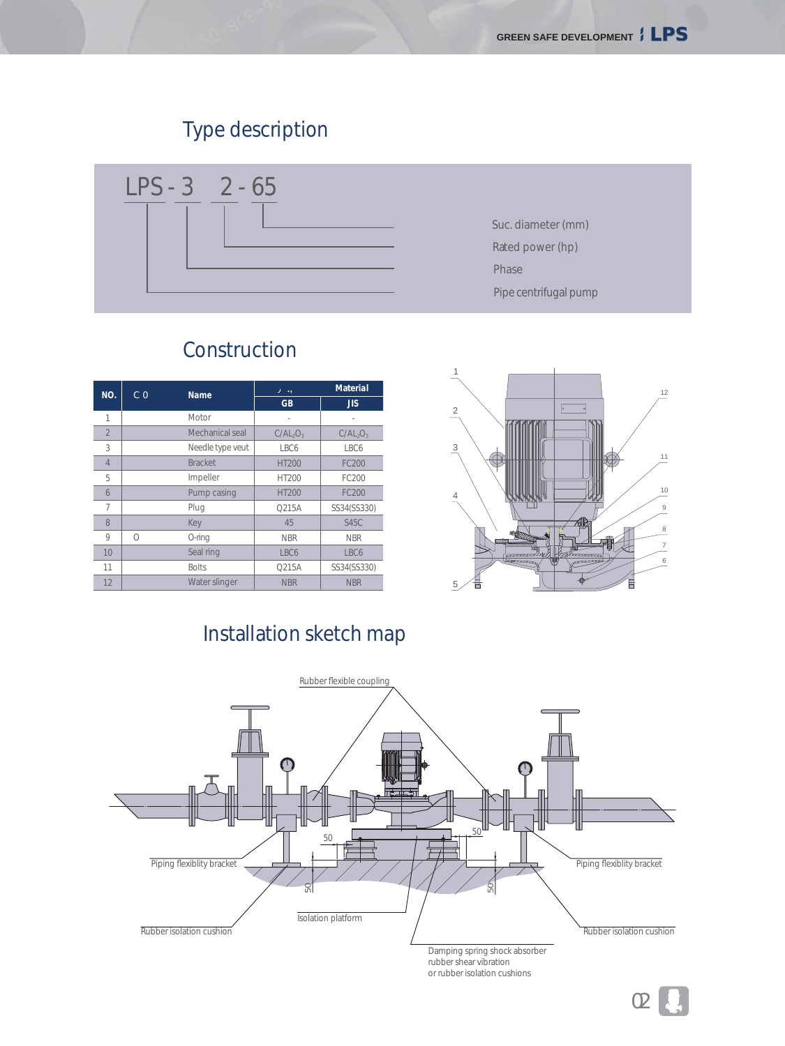## Type description

LPS - 3 2 - 65

- Suc. diameter (mm)
- Rated power (hp)
- Phase
- Pipe centrifugal pump

## Construction

| NO. | C 0 | Name | Material | |
|---|---|---|---|---|
| | | | GB | JIS |
| 1 | | Motor | - | - |
| 2 | | Mechanical seal | C/$AL_2O_3$ | C/$AL_2O_3$ |
| 3 | | Needle type veut | LBC6 | LBC6 |
| 4 | | Bracket | HT200 | FC200 |
| 5 | | Impeller | HT200 | FC200 |
| 6 | | Pump casing | HT200 | FC200 |
| 7 | | Plug | Q215A | SS34(SS330) |
| 8 | | Key | 45 | S45C |
| 9 | O | O-ring | NBR | NBR |
| 10 | | Seal ring | LBC6 | LBC6 |
| 11 | | Bolts | Q215A | SS34(SS330) |
| 12 | | Water slinger | NBR | NBR |

## Installation sketch map

Rubber flexible coupling

Piping flexiblity bracket

Piping flexiblity bracket

Rubber isolation cushion

Isolation platform

Rubber isolation cushion

Damping spring shock absorber rubber shear vibration or rubber isolation cushions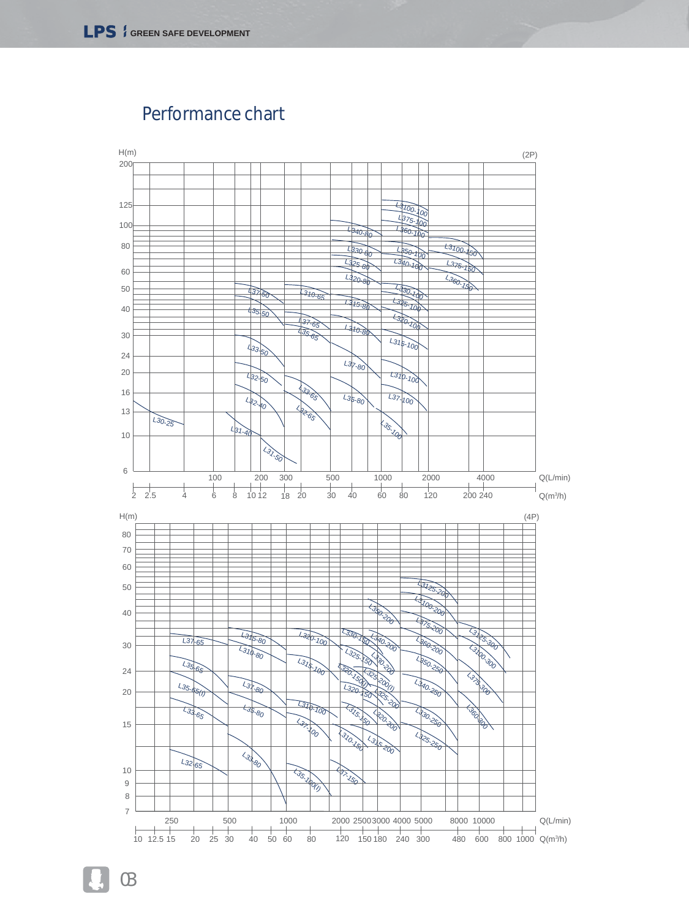# Performance chart

**(2P)**

H(m): 6, 10, 13, 16, 20, 24, 30, 40, 50, 60, 80, 100, 125, 200

Q(L/min): 100, 200, 300, 500, 1000, 2000, 4000

Q(m³/h): 2, 2.5, 4, 6, 8, 10, 12, 18, 20, 30, 40, 60, 80, 120, 200, 240

Models: L30-25, L31-40, L31-50, L32-40, L32-50, L33-50, L35-50, L37-50, L32-65, L33-65, L35-65, L37-65, L310-65, L35-80, L37-80, L310-80, L315-80, L320-80, L325-80, L330-80, L340-80, L35-100, L37-100, L310-100, L315-100, L320-100, L325-100, L330-100, L340-100, L350-100, L360-100, L375-100, L3100-100, L360-150, L375-150, L3100-150

**(4P)**

H(m): 7, 8, 9, 10, 15, 20, 24, 30, 40, 50, 60, 70, 80

Q(L/min): 250, 500, 1000, 2000, 2500, 3000, 4000, 5000, 8000, 10000

Q(m³/h): 10, 12.5, 15, 20, 25, 30, 40, 50, 60, 80, 120, 150, 180, 240, 300, 480, 600, 800, 1000

Models: L32-65, L33-65, L35-65(I), L35-65, L37-65, L33-80, L35-80, L37-80, L310-80, L315-80, L35-100(I), L37-100, L310-100, L315-100, L320-100, L37-150, L310-150, L315-150, L320-150, L320-150(I), L325-150, L330-150, L315-200, L320-200, L325-200, L325-200(I), L330-200, L340-200, L350-200, L360-200, L375-200, L3100-200, L3125-200, L325-250, L330-250, L340-250, L350-250, L360-300, L375-300, L3100-300, L3125-300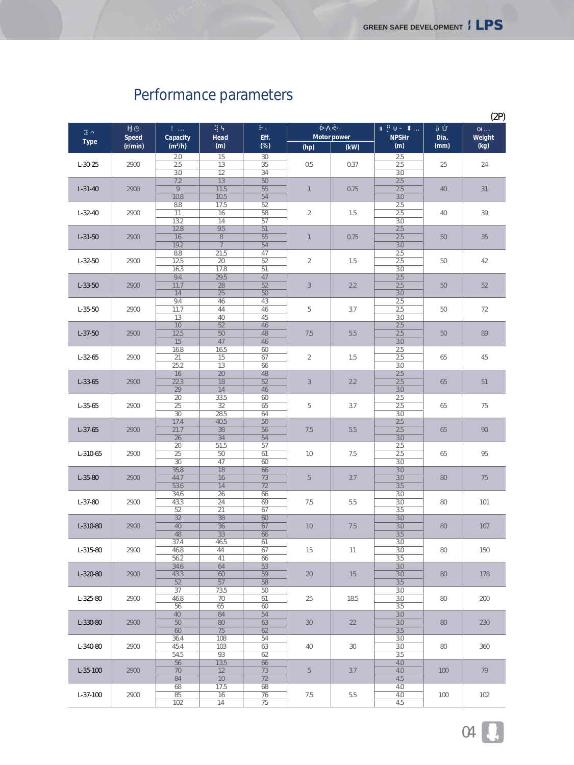# Performance parameters

(2P)

| Type | Speed (r/min) | Capacity ($m^3$/h) | Head (m) | Eff. (%) | Motor power (hp) | Motor power (kW) | NPSHr (m) | Dia. (mm) | Weight (kg) |
|---|---|---|---|---|---|---|---|---|---|
| L-30-25 | 2900 | 2.0 | 15 | 30 | 0.5 | 0.37 | 2.5 | 25 | 24 |
| | | 2.5 | 13 | 35 | | | 2.5 | | |
| | | 3.0 | 12 | 34 | | | 3.0 | | |
| L-31-40 | 2900 | 7.2 | 13 | 50 | 1 | 0.75 | 2.5 | 40 | 31 |
| | | 9 | 11.5 | 55 | | | 2.5 | | |
| | | 10.8 | 10.5 | 54 | | | 3.0 | | |
| L-32-40 | 2900 | 8.8 | 17.5 | 52 | 2 | 1.5 | 2.5 | 40 | 39 |
| | | 11 | 16 | 58 | | | 2.5 | | |
| | | 13.2 | 14 | 57 | | | 3.0 | | |
| L-31-50 | 2900 | 12.8 | 9.5 | 51 | 1 | 0.75 | 2.5 | 50 | 35 |
| | | 16 | 8 | 55 | | | 2.5 | | |
| | | 19.2 | 7 | 54 | | | 3.0 | | |
| L-32-50 | 2900 | 8.8 | 21.5 | 47 | 2 | 1.5 | 2.5 | 50 | 42 |
| | | 12.5 | 20 | 52 | | | 2.5 | | |
| | | 16.3 | 17.8 | 51 | | | 3.0 | | |
| L-33-50 | 2900 | 9.4 | 29.5 | 47 | 3 | 2.2 | 2.5 | 50 | 52 |
| | | 11.7 | 28 | 52 | | | 2.5 | | |
| | | 14 | 25 | 50 | | | 3.0 | | |
| L-35-50 | 2900 | 9.4 | 46 | 43 | 5 | 3.7 | 2.5 | 50 | 72 |
| | | 11.7 | 44 | 46 | | | 2.5 | | |
| | | 13 | 40 | 45 | | | 3.0 | | |
| L-37-50 | 2900 | 10 | 52 | 46 | 7.5 | 5.5 | 2.5 | 50 | 89 |
| | | 12.5 | 50 | 48 | | | 2.5 | | |
| | | 15 | 47 | 46 | | | 3.0 | | |
| L-32-65 | 2900 | 16.8 | 16.5 | 60 | 2 | 1.5 | 2.5 | 65 | 45 |
| | | 21 | 15 | 67 | | | 2.5 | | |
| | | 25.2 | 13 | 66 | | | 3.0 | | |
| L-33-65 | 2900 | 16 | 20 | 48 | 3 | 2.2 | 2.5 | 65 | 51 |
| | | 22.3 | 18 | 52 | | | 2.5 | | |
| | | 29 | 14 | 46 | | | 3.0 | | |
| L-35-65 | 2900 | 20 | 33.5 | 60 | 5 | 3.7 | 2.5 | 65 | 75 |
| | | 25 | 32 | 65 | | | 2.5 | | |
| | | 30 | 28.5 | 64 | | | 3.0 | | |
| L-37-65 | 2900 | 17.4 | 40.5 | 50 | 7.5 | 5.5 | 2.5 | 65 | 90 |
| | | 21.7 | 38 | 56 | | | 2.5 | | |
| | | 26 | 34 | 54 | | | 3.0 | | |
| L-310-65 | 2900 | 20 | 51.5 | 57 | 10 | 7.5 | 2.5 | 65 | 95 |
| | | 25 | 50 | 61 | | | 2.5 | | |
| | | 30 | 47 | 60 | | | 3.0 | | |
| L-35-80 | 2900 | 35.8 | 18 | 66 | 5 | 3.7 | 3.0 | 80 | 75 |
| | | 44.7 | 16 | 73 | | | 3.0 | | |
| | | 53.6 | 14 | 72 | | | 3.5 | | |
| L-37-80 | 2900 | 34.6 | 26 | 66 | 7.5 | 5.5 | 3.0 | 80 | 101 |
| | | 43.3 | 24 | 69 | | | 3.0 | | |
| | | 52 | 21 | 67 | | | 3.5 | | |
| L-310-80 | 2900 | 32 | 38 | 60 | 10 | 7.5 | 3.0 | 80 | 107 |
| | | 40 | 36 | 67 | | | 3.0 | | |
| | | 48 | 33 | 66 | | | 3.5 | | |
| L-315-80 | 2900 | 37.4 | 46.5 | 61 | 15 | 11 | 3.0 | 80 | 150 |
| | | 46.8 | 44 | 67 | | | 3.0 | | |
| | | 56.2 | 41 | 66 | | | 3.5 | | |
| L-320-80 | 2900 | 34.6 | 64 | 53 | 20 | 15 | 3.0 | 80 | 178 |
| | | 43.3 | 60 | 59 | | | 3.0 | | |
| | | 52 | 57 | 58 | | | 3.5 | | |
| L-325-80 | 2900 | 37 | 73.5 | 50 | 25 | 18.5 | 3.0 | 80 | 200 |
| | | 46.8 | 70 | 61 | | | 3.0 | | |
| | | 56 | 65 | 60 | | | 3.5 | | |
| L-330-80 | 2900 | 40 | 84 | 54 | 30 | 22 | 3.0 | 80 | 230 |
| | | 50 | 80 | 63 | | | 3.0 | | |
| | | 60 | 75 | 62 | | | 3.5 | | |
| L-340-80 | 2900 | 36.4 | 108 | 54 | 40 | 30 | 3.0 | 80 | 360 |
| | | 45.4 | 103 | 63 | | | 3.0 | | |
| | | 54.5 | 93 | 62 | | | 3.5 | | |
| L-35-100 | 2900 | 56 | 13.5 | 66 | 5 | 3.7 | 4.0 | 100 | 79 |
| | | 70 | 12 | 73 | | | 4.0 | | |
| | | 84 | 10 | 72 | | | 4.5 | | |
| L-37-100 | 2900 | 68 | 17.5 | 68 | 7.5 | 5.5 | 4.0 | 100 | 102 |
| | | 85 | 16 | 76 | | | 4.0 | | |
| | | 102 | 14 | 75 | | | 4.5 | | |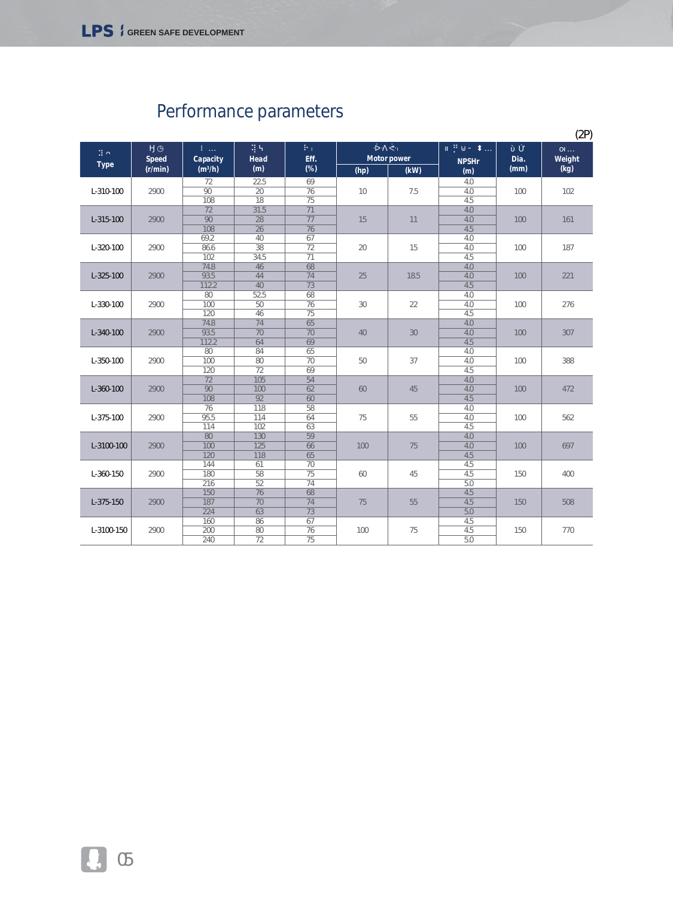# Performance parameters

(2P)

| Type | Speed (r/min) | Capacity ($m^3$/h) | Head (m) | Eff. (%) | Motor power (hp) | Motor power (kW) | NPSHr (m) | Dia. (mm) | Weight (kg) |
|---|---|---|---|---|---|---|---|---|---|
| L-310-100 | 2900 | 72 | 22.5 | 69 | 10 | 7.5 | 4.0 | 100 | 102 |
| | | 90 | 20 | 76 | | | 4.0 | | |
| | | 108 | 18 | 75 | | | 4.5 | | |
| L-315-100 | 2900 | 72 | 31.5 | 71 | 15 | 11 | 4.0 | 100 | 161 |
| | | 90 | 28 | 77 | | | 4.0 | | |
| | | 108 | 26 | 76 | | | 4.5 | | |
| L-320-100 | 2900 | 69.2 | 40 | 67 | 20 | 15 | 4.0 | 100 | 187 |
| | | 86.6 | 38 | 72 | | | 4.0 | | |
| | | 102 | 34.5 | 71 | | | 4.5 | | |
| L-325-100 | 2900 | 74.8 | 46 | 68 | 25 | 18.5 | 4.0 | 100 | 221 |
| | | 93.5 | 44 | 74 | | | 4.0 | | |
| | | 112.2 | 40 | 73 | | | 4.5 | | |
| L-330-100 | 2900 | 80 | 52.5 | 68 | 30 | 22 | 4.0 | 100 | 276 |
| | | 100 | 50 | 76 | | | 4.0 | | |
| | | 120 | 46 | 75 | | | 4.5 | | |
| L-340-100 | 2900 | 74.8 | 74 | 65 | 40 | 30 | 4.0 | 100 | 307 |
| | | 93.5 | 70 | 70 | | | 4.0 | | |
| | | 112.2 | 64 | 69 | | | 4.5 | | |
| L-350-100 | 2900 | 80 | 84 | 65 | 50 | 37 | 4.0 | 100 | 388 |
| | | 100 | 80 | 70 | | | 4.0 | | |
| | | 120 | 72 | 69 | | | 4.5 | | |
| L-360-100 | 2900 | 72 | 105 | 54 | 60 | 45 | 4.0 | 100 | 472 |
| | | 90 | 100 | 62 | | | 4.0 | | |
| | | 108 | 92 | 60 | | | 4.5 | | |
| L-375-100 | 2900 | 76 | 118 | 58 | 75 | 55 | 4.0 | 100 | 562 |
| | | 95.5 | 114 | 64 | | | 4.0 | | |
| | | 114 | 102 | 63 | | | 4.5 | | |
| L-3100-100 | 2900 | 80 | 130 | 59 | 100 | 75 | 4.0 | 100 | 697 |
| | | 100 | 125 | 66 | | | 4.0 | | |
| | | 120 | 118 | 65 | | | 4.5 | | |
| L-360-150 | 2900 | 144 | 61 | 70 | 60 | 45 | 4.5 | 150 | 400 |
| | | 180 | 58 | 75 | | | 4.5 | | |
| | | 216 | 52 | 74 | | | 5.0 | | |
| L-375-150 | 2900 | 150 | 76 | 68 | 75 | 55 | 4.5 | 150 | 508 |
| | | 187 | 70 | 74 | | | 4.5 | | |
| | | 224 | 63 | 73 | | | 5.0 | | |
| L-3100-150 | 2900 | 160 | 86 | 67 | 100 | 75 | 4.5 | 150 | 770 |
| | | 200 | 80 | 76 | | | 4.5 | | |
| | | 240 | 72 | 75 | | | 5.0 | | |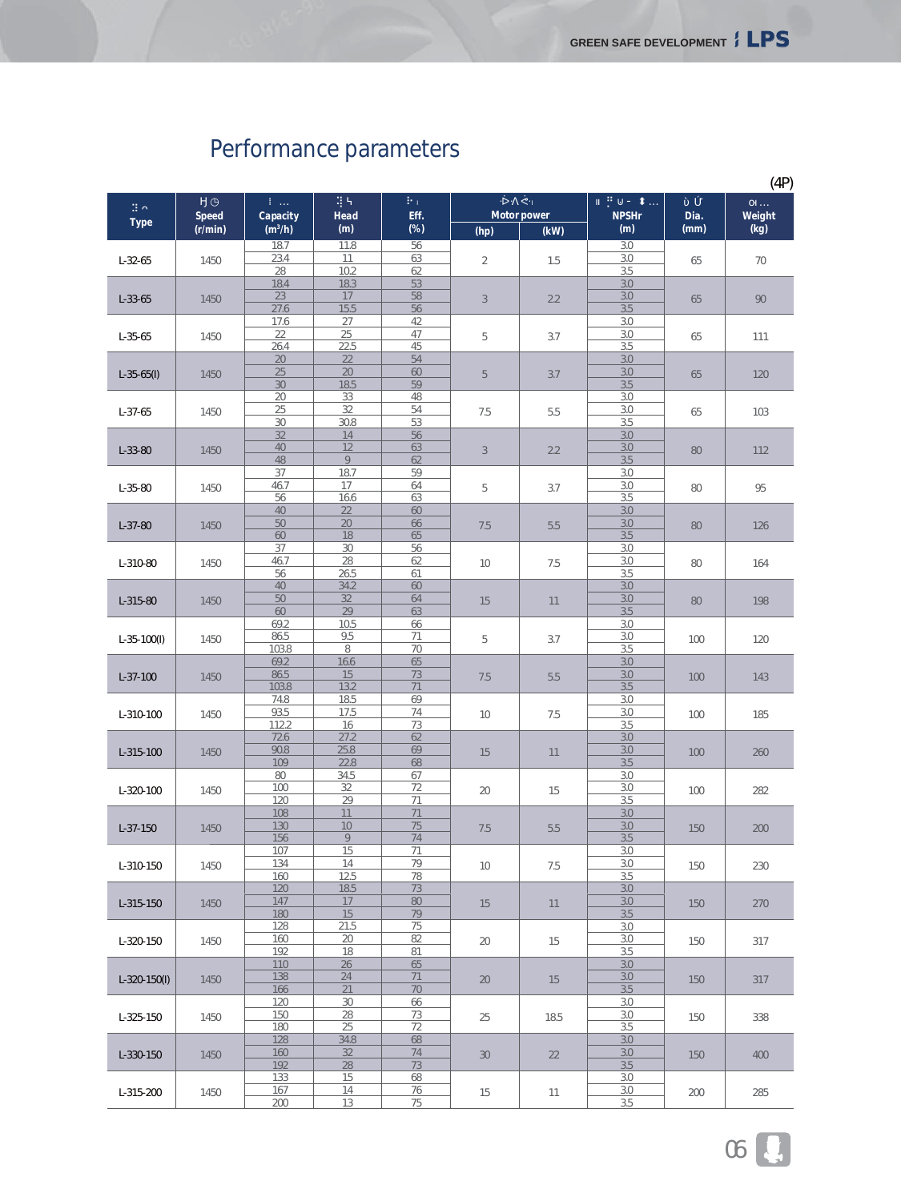# Performance parameters

(4P)

| Type | Speed (r/min) | Capacity ($m^3$/h) | Head (m) | Eff. (%) | Motor power (hp) | Motor power (kW) | NPSHr (m) | Dia. (mm) | Weight (kg) |
|---|---|---|---|---|---|---|---|---|---|
| L-32-65 | 1450 | 18.7 | 11.8 | 56 | 2 | 1.5 | 3.0 | 65 | 70 |
| | | 23.4 | 11 | 63 | | | 3.0 | | |
| | | 28 | 10.2 | 62 | | | 3.5 | | |
| L-33-65 | 1450 | 18.4 | 18.3 | 53 | 3 | 2.2 | 3.0 | 65 | 90 |
| | | 23 | 17 | 58 | | | 3.0 | | |
| | | 27.6 | 15.5 | 56 | | | 3.5 | | |
| L-35-65 | 1450 | 17.6 | 27 | 42 | 5 | 3.7 | 3.0 | 65 | 111 |
| | | 22 | 25 | 47 | | | 3.0 | | |
| | | 26.4 | 22.5 | 45 | | | 3.5 | | |
| L-35-65(I) | 1450 | 20 | 22 | 54 | 5 | 3.7 | 3.0 | 65 | 120 |
| | | 25 | 20 | 60 | | | 3.0 | | |
| | | 30 | 18.5 | 59 | | | 3.5 | | |
| L-37-65 | 1450 | 20 | 33 | 48 | 7.5 | 5.5 | 3.0 | 65 | 103 |
| | | 25 | 32 | 54 | | | 3.0 | | |
| | | 30 | 30.8 | 53 | | | 3.5 | | |
| L-33-80 | 1450 | 32 | 14 | 56 | 3 | 2.2 | 3.0 | 80 | 112 |
| | | 40 | 12 | 63 | | | 3.0 | | |
| | | 48 | 9 | 62 | | | 3.5 | | |
| L-35-80 | 1450 | 37 | 18.7 | 59 | 5 | 3.7 | 3.0 | 80 | 95 |
| | | 46.7 | 17 | 64 | | | 3.0 | | |
| | | 56 | 16.6 | 63 | | | 3.5 | | |
| L-37-80 | 1450 | 40 | 22 | 60 | 7.5 | 5.5 | 3.0 | 80 | 126 |
| | | 50 | 20 | 66 | | | 3.0 | | |
| | | 60 | 18 | 65 | | | 3.5 | | |
| L-310-80 | 1450 | 37 | 30 | 56 | 10 | 7.5 | 3.0 | 80 | 164 |
| | | 46.7 | 28 | 62 | | | 3.0 | | |
| | | 56 | 26.5 | 61 | | | 3.5 | | |
| L-315-80 | 1450 | 40 | 34.2 | 60 | 15 | 11 | 3.0 | 80 | 198 |
| | | 50 | 32 | 64 | | | 3.0 | | |
| | | 60 | 29 | 63 | | | 3.5 | | |
| L-35-100(I) | 1450 | 69.2 | 10.5 | 66 | 5 | 3.7 | 3.0 | 100 | 120 |
| | | 86.5 | 9.5 | 71 | | | 3.0 | | |
| | | 103.8 | 8 | 70 | | | 3.5 | | |
| L-37-100 | 1450 | 69.2 | 16.6 | 65 | 7.5 | 5.5 | 3.0 | 100 | 143 |
| | | 86.5 | 15 | 73 | | | 3.0 | | |
| | | 103.8 | 13.2 | 71 | | | 3.5 | | |
| L-310-100 | 1450 | 74.8 | 18.5 | 69 | 10 | 7.5 | 3.0 | 100 | 185 |
| | | 93.5 | 17.5 | 74 | | | 3.0 | | |
| | | 112.2 | 16 | 73 | | | 3.5 | | |
| L-315-100 | 1450 | 72.6 | 27.2 | 62 | 15 | 11 | 3.0 | 100 | 260 |
| | | 90.8 | 25.8 | 69 | | | 3.0 | | |
| | | 109 | 22.8 | 68 | | | 3.5 | | |
| L-320-100 | 1450 | 80 | 34.5 | 67 | 20 | 15 | 3.0 | 100 | 282 |
| | | 100 | 32 | 72 | | | 3.0 | | |
| | | 120 | 29 | 71 | | | 3.5 | | |
| L-37-150 | 1450 | 108 | 11 | 71 | 7.5 | 5.5 | 3.0 | 150 | 200 |
| | | 130 | 10 | 75 | | | 3.0 | | |
| | | 156 | 9 | 74 | | | 3.5 | | |
| L-310-150 | 1450 | 107 | 15 | 71 | 10 | 7.5 | 3.0 | 150 | 230 |
| | | 134 | 14 | 79 | | | 3.0 | | |
| | | 160 | 12.5 | 78 | | | 3.5 | | |
| L-315-150 | 1450 | 120 | 18.5 | 73 | 15 | 11 | 3.0 | 150 | 270 |
| | | 147 | 17 | 80 | | | 3.0 | | |
| | | 180 | 15 | 79 | | | 3.5 | | |
| L-320-150 | 1450 | 128 | 21.5 | 75 | 20 | 15 | 3.0 | 150 | 317 |
| | | 160 | 20 | 82 | | | 3.0 | | |
| | | 192 | 18 | 81 | | | 3.5 | | |
| L-320-150(I) | 1450 | 110 | 26 | 65 | 20 | 15 | 3.0 | 150 | 317 |
| | | 138 | 24 | 71 | | | 3.0 | | |
| | | 166 | 21 | 70 | | | 3.5 | | |
| L-325-150 | 1450 | 120 | 30 | 66 | 25 | 18.5 | 3.0 | 150 | 338 |
| | | 150 | 28 | 73 | | | 3.0 | | |
| | | 180 | 25 | 72 | | | 3.5 | | |
| L-330-150 | 1450 | 128 | 34.8 | 68 | 30 | 22 | 3.0 | 150 | 400 |
| | | 160 | 32 | 74 | | | 3.0 | | |
| | | 192 | 28 | 73 | | | 3.5 | | |
| L-315-200 | 1450 | 133 | 15 | 68 | 15 | 11 | 3.0 | 200 | 285 |
| | | 167 | 14 | 76 | | | 3.0 | | |
| | | 200 | 13 | 75 | | | 3.5 | | |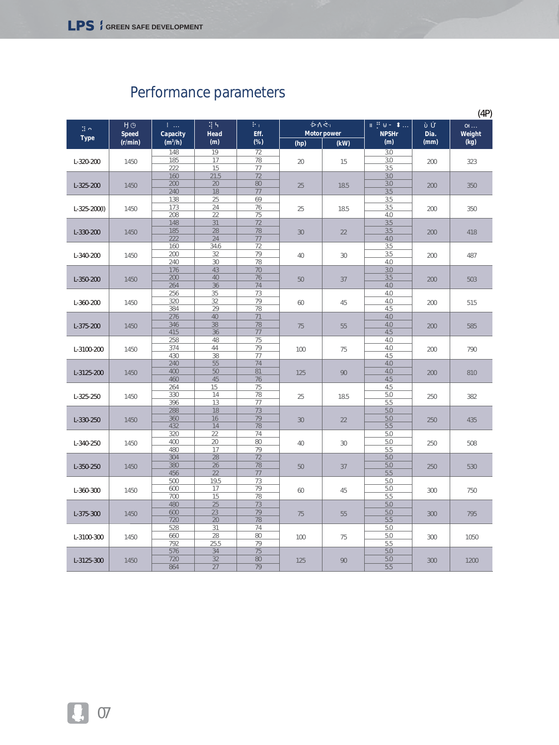# Performance parameters

(4P)

| Type | Speed (r/min) | Capacity ($m^3$/h) | Head (m) | Eff. (%) | Motor power (hp) | Motor power (kW) | NPSHr (m) | Dia. (mm) | Weight (kg) |
|---|---|---|---|---|---|---|---|---|---|
| L-320-200 | 1450 | 148 | 19 | 72 | 20 | 15 | 3.0 | 200 | 323 |
| | | 185 | 17 | 78 | | | 3.0 | | |
| | | 222 | 15 | 77 | | | 3.5 | | |
| L-325-200 | 1450 | 160 | 21.5 | 72 | 25 | 18.5 | 3.0 | 200 | 350 |
| | | 200 | 20 | 80 | | | 3.0 | | |
| | | 240 | 18 | 77 | | | 3.5 | | |
| L-325-200(I) | 1450 | 138 | 25 | 69 | 25 | 18.5 | 3.5 | 200 | 350 |
| | | 173 | 24 | 76 | | | 3.5 | | |
| | | 208 | 22 | 75 | | | 4.0 | | |
| L-330-200 | 1450 | 148 | 31 | 72 | 30 | 22 | 3.5 | 200 | 418 |
| | | 185 | 28 | 78 | | | 3.5 | | |
| | | 222 | 24 | 77 | | | 4.0 | | |
| L-340-200 | 1450 | 160 | 34.6 | 72 | 40 | 30 | 3.5 | 200 | 487 |
| | | 200 | 32 | 79 | | | 3.5 | | |
| | | 240 | 30 | 78 | | | 4.0 | | |
| L-350-200 | 1450 | 176 | 43 | 70 | 50 | 37 | 3.0 | 200 | 503 |
| | | 200 | 40 | 76 | | | 3.5 | | |
| | | 264 | 36 | 74 | | | 4.0 | | |
| L-360-200 | 1450 | 256 | 35 | 73 | 60 | 45 | 4.0 | 200 | 515 |
| | | 320 | 32 | 79 | | | 4.0 | | |
| | | 384 | 29 | 78 | | | 4.5 | | |
| L-375-200 | 1450 | 276 | 40 | 71 | 75 | 55 | 4.0 | 200 | 585 |
| | | 346 | 38 | 78 | | | 4.0 | | |
| | | 415 | 36 | 77 | | | 4.5 | | |
| L-3100-200 | 1450 | 258 | 48 | 75 | 100 | 75 | 4.0 | 200 | 790 |
| | | 374 | 44 | 79 | | | 4.0 | | |
| | | 430 | 38 | 77 | | | 4.5 | | |
| L-3125-200 | 1450 | 240 | 55 | 74 | 125 | 90 | 4.0 | 200 | 810 |
| | | 400 | 50 | 81 | | | 4.0 | | |
| | | 460 | 45 | 76 | | | 4.5 | | |
| L-325-250 | 1450 | 264 | 15 | 75 | 25 | 18.5 | 4.5 | 250 | 382 |
| | | 330 | 14 | 78 | | | 5.0 | | |
| | | 396 | 13 | 77 | | | 5.5 | | |
| L-330-250 | 1450 | 288 | 18 | 73 | 30 | 22 | 5.0 | 250 | 435 |
| | | 360 | 16 | 79 | | | 5.0 | | |
| | | 432 | 14 | 78 | | | 5.5 | | |
| L-340-250 | 1450 | 320 | 22 | 74 | 40 | 30 | 5.0 | 250 | 508 |
| | | 400 | 20 | 80 | | | 5.0 | | |
| | | 480 | 17 | 79 | | | 5.5 | | |
| L-350-250 | 1450 | 304 | 28 | 72 | 50 | 37 | 5.0 | 250 | 530 |
| | | 380 | 26 | 78 | | | 5.0 | | |
| | | 456 | 22 | 77 | | | 5.5 | | |
| L-360-300 | 1450 | 500 | 19.5 | 73 | 60 | 45 | 5.0 | 300 | 750 |
| | | 600 | 17 | 79 | | | 5.0 | | |
| | | 700 | 15 | 78 | | | 5.5 | | |
| L-375-300 | 1450 | 480 | 25 | 73 | 75 | 55 | 5.0 | 300 | 795 |
| | | 600 | 23 | 79 | | | 5.0 | | |
| | | 720 | 20 | 78 | | | 5.5 | | |
| L-3100-300 | 1450 | 528 | 31 | 74 | 100 | 75 | 5.0 | 300 | 1050 |
| | | 660 | 28 | 80 | | | 5.0 | | |
| | | 792 | 25.5 | 79 | | | 5.5 | | |
| L-3125-300 | 1450 | 576 | 34 | 75 | 125 | 90 | 5.0 | 300 | 1200 |
| | | 720 | 32 | 80 | | | 5.0 | | |
| | | 864 | 27 | 79 | | | 5.5 | | |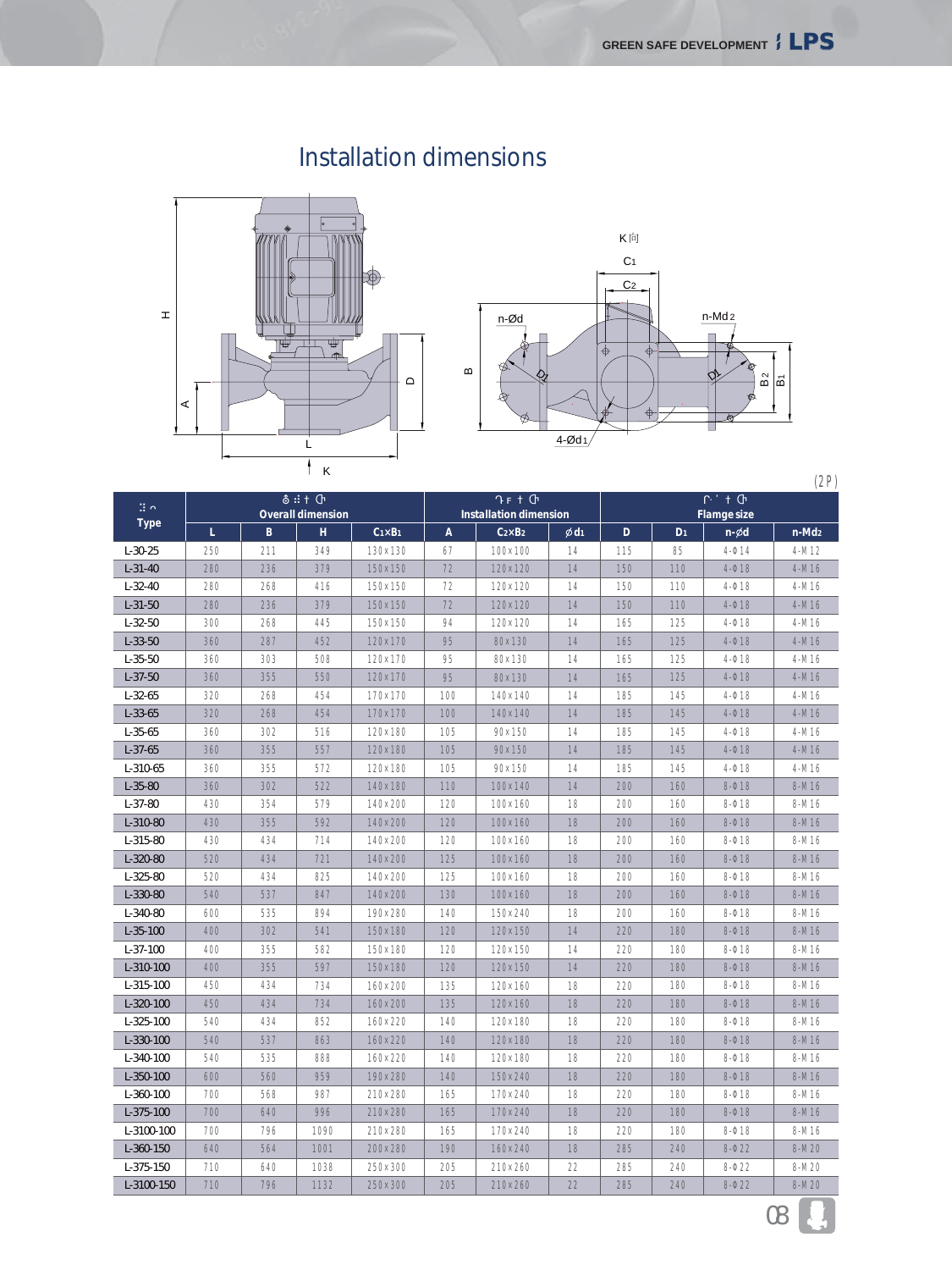# Installation dimensions

(2P)

| Type | Overall dimension | | | | Installation dimension | | | Flamge size | | | |
|---|---|---|---|---|---|---|---|---|---|---|---|
| | L | B | H | $C_1 \times B_1$ | A | $C_2 \times B_2$ | $\phi d_1$ | D | $D_1$ | n-$\phi$d | n-$Md_2$ |
| L-30-25 | 250 | 211 | 349 | 130×130 | 67 | 100×100 | 14 | 115 | 85 | 4-Φ14 | 4-M12 |
| L-31-40 | 280 | 236 | 379 | 150×150 | 72 | 120×120 | 14 | 150 | 110 | 4-Φ18 | 4-M16 |
| L-32-40 | 280 | 268 | 416 | 150×150 | 72 | 120×120 | 14 | 150 | 110 | 4-Φ18 | 4-M16 |
| L-31-50 | 280 | 236 | 379 | 150×150 | 72 | 120×120 | 14 | 150 | 110 | 4-Φ18 | 4-M16 |
| L-32-50 | 300 | 268 | 445 | 150×150 | 94 | 120×120 | 14 | 165 | 125 | 4-Φ18 | 4-M16 |
| L-33-50 | 360 | 287 | 452 | 120×170 | 95 | 80×130 | 14 | 165 | 125 | 4-Φ18 | 4-M16 |
| L-35-50 | 360 | 303 | 508 | 120×170 | 95 | 80×130 | 14 | 165 | 125 | 4-Φ18 | 4-M16 |
| L-37-50 | 360 | 355 | 550 | 120×170 | 95 | 80×130 | 14 | 165 | 125 | 4-Φ18 | 4-M16 |
| L-32-65 | 320 | 268 | 454 | 170×170 | 100 | 140×140 | 14 | 185 | 145 | 4-Φ18 | 4-M16 |
| L-33-65 | 320 | 268 | 454 | 170×170 | 100 | 140×140 | 14 | 185 | 145 | 4-Φ18 | 4-M16 |
| L-35-65 | 360 | 302 | 516 | 120×180 | 105 | 90×150 | 14 | 185 | 145 | 4-Φ18 | 4-M16 |
| L-37-65 | 360 | 355 | 557 | 120×180 | 105 | 90×150 | 14 | 185 | 145 | 4-Φ18 | 4-M16 |
| L-310-65 | 360 | 355 | 572 | 120×180 | 105 | 90×150 | 14 | 185 | 145 | 4-Φ18 | 4-M16 |
| L-35-80 | 360 | 302 | 522 | 140×180 | 110 | 100×140 | 14 | 200 | 160 | 8-Φ18 | 8-M16 |
| L-37-80 | 430 | 354 | 579 | 140×200 | 120 | 100×160 | 18 | 200 | 160 | 8-Φ18 | 8-M16 |
| L-310-80 | 430 | 355 | 592 | 140×200 | 120 | 100×160 | 18 | 200 | 160 | 8-Φ18 | 8-M16 |
| L-315-80 | 430 | 434 | 714 | 140×200 | 120 | 100×160 | 18 | 200 | 160 | 8-Φ18 | 8-M16 |
| L-320-80 | 520 | 434 | 721 | 140×200 | 125 | 100×160 | 18 | 200 | 160 | 8-Φ18 | 8-M16 |
| L-325-80 | 520 | 434 | 825 | 140×200 | 125 | 100×160 | 18 | 200 | 160 | 8-Φ18 | 8-M16 |
| L-330-80 | 540 | 537 | 847 | 140×200 | 130 | 100×160 | 18 | 200 | 160 | 8-Φ18 | 8-M16 |
| L-340-80 | 600 | 535 | 894 | 190×280 | 140 | 150×240 | 18 | 200 | 160 | 8-Φ18 | 8-M16 |
| L-35-100 | 400 | 302 | 541 | 150×180 | 120 | 120×150 | 14 | 220 | 180 | 8-Φ18 | 8-M16 |
| L-37-100 | 400 | 355 | 582 | 150×180 | 120 | 120×150 | 14 | 220 | 180 | 8-Φ18 | 8-M16 |
| L-310-100 | 400 | 355 | 597 | 150×180 | 120 | 120×150 | 14 | 220 | 180 | 8-Φ18 | 8-M16 |
| L-315-100 | 450 | 434 | 734 | 160×200 | 135 | 120×160 | 18 | 220 | 180 | 8-Φ18 | 8-M16 |
| L-320-100 | 450 | 434 | 734 | 160×200 | 135 | 120×160 | 18 | 220 | 180 | 8-Φ18 | 8-M16 |
| L-325-100 | 540 | 434 | 852 | 160×220 | 140 | 120×180 | 18 | 220 | 180 | 8-Φ18 | 8-M16 |
| L-330-100 | 540 | 537 | 863 | 160×220 | 140 | 120×180 | 18 | 220 | 180 | 8-Φ18 | 8-M16 |
| L-340-100 | 540 | 535 | 888 | 160×220 | 140 | 120×180 | 18 | 220 | 180 | 8-Φ18 | 8-M16 |
| L-350-100 | 600 | 560 | 959 | 190×280 | 140 | 150×240 | 18 | 220 | 180 | 8-Φ18 | 8-M16 |
| L-360-100 | 700 | 568 | 987 | 210×280 | 165 | 170×240 | 18 | 220 | 180 | 8-Φ18 | 8-M16 |
| L-375-100 | 700 | 640 | 996 | 210×280 | 165 | 170×240 | 18 | 220 | 180 | 8-Φ18 | 8-M16 |
| L-3100-100 | 700 | 796 | 1090 | 210×280 | 165 | 170×240 | 18 | 220 | 180 | 8-Φ18 | 8-M16 |
| L-360-150 | 640 | 564 | 1001 | 200×280 | 190 | 160×240 | 18 | 285 | 240 | 8-Φ22 | 8-M20 |
| L-375-150 | 710 | 640 | 1038 | 250×300 | 205 | 210×260 | 22 | 285 | 240 | 8-Φ22 | 8-M20 |
| L-3100-150 | 710 | 796 | 1132 | 250×300 | 205 | 210×260 | 22 | 285 | 240 | 8-Φ22 | 8-M20 |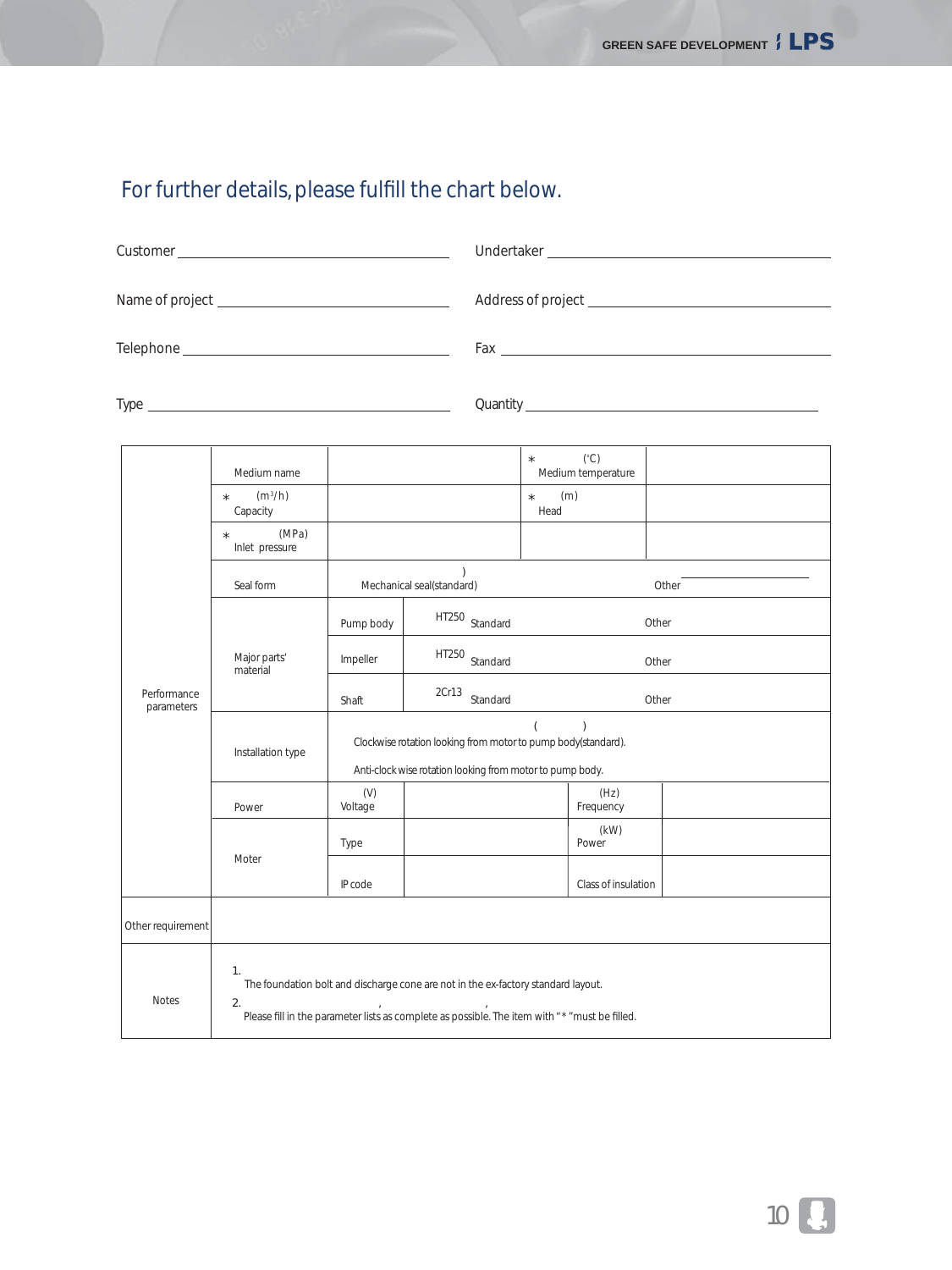## For further details, please fulfill the chart below.

Customer ____________________ Undertaker ____________________

Name of project ____________________ Address of project ____________________

Telephone ____________________ Fax ____________________

Type ____________________ Quantity ____________________

| | | | | | |
|---|---|---|---|---|---|
| Performance parameters | Medium name | | | * (°C) Medium temperature | |
| | * (m³/h) Capacity | | | * (m) Head | |
| | * (MPa) Inlet pressure | | | | |
| | Seal form | Mechanical seal(standard) | | Other ________ | |
| | Major parts' material | Pump body | HT250 Standard | Other | |
| | | Impeller | HT250 Standard | Other | |
| | | Shaft | 2Cr13 Standard | Other | |
| | Installation type | Clockwise rotation looking from motor to pump body(standard). Anti-clock wise rotation looking from motor to pump body. | | | |
| | Power | (V) Voltage | | (Hz) Frequency | |
| | Moter | Type | | (kW) Power | |
| | | IP code | | Class of insulation | |
| Other requirement | | | | | |
| Notes | 1. The foundation bolt and discharge cone are not in the ex-factory standard layout. 2. Please fill in the parameter lists as complete as possible. The item with "* "must be filled. | | | | |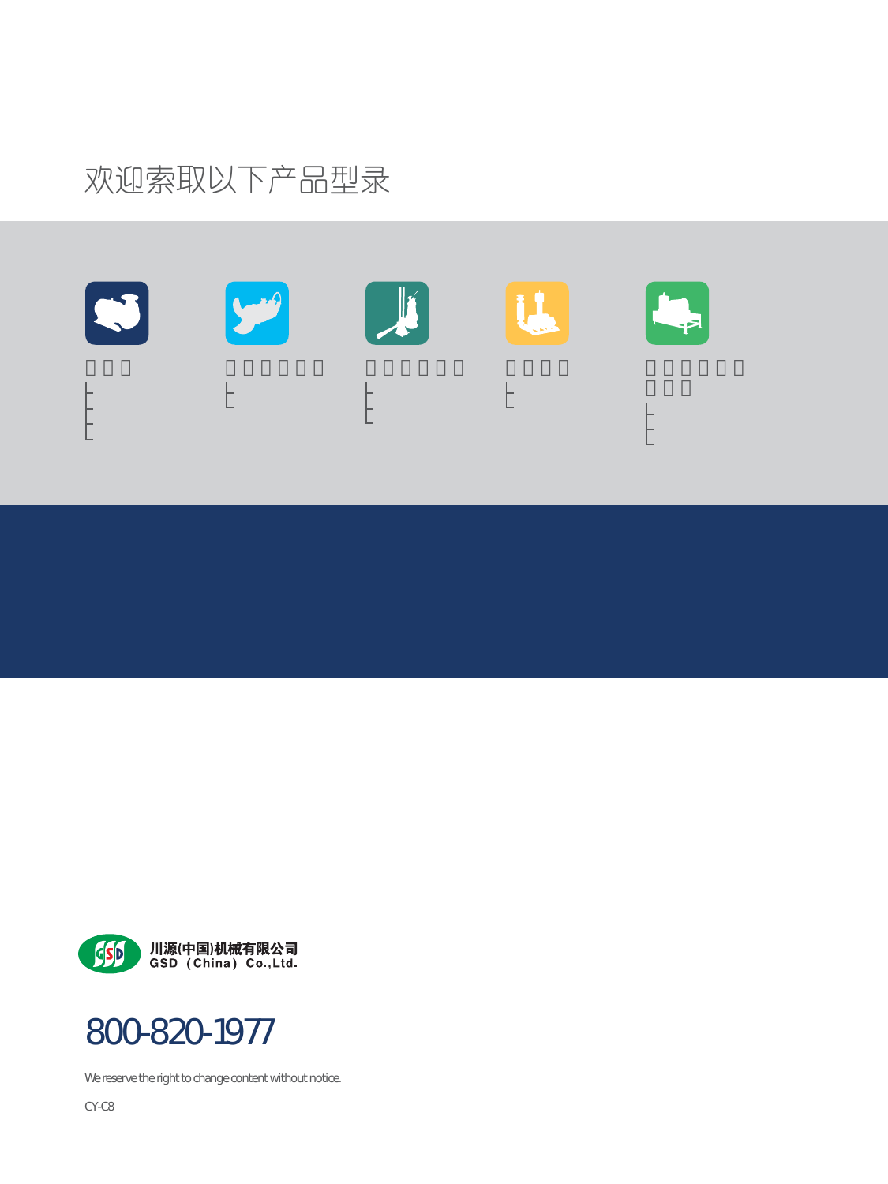欢迎索取以下产品型录

川源(中国)机械有限公司
GSD（China）Co.,Ltd.

800-820-1977

We reserve the right to change content without notice.

CY-C8